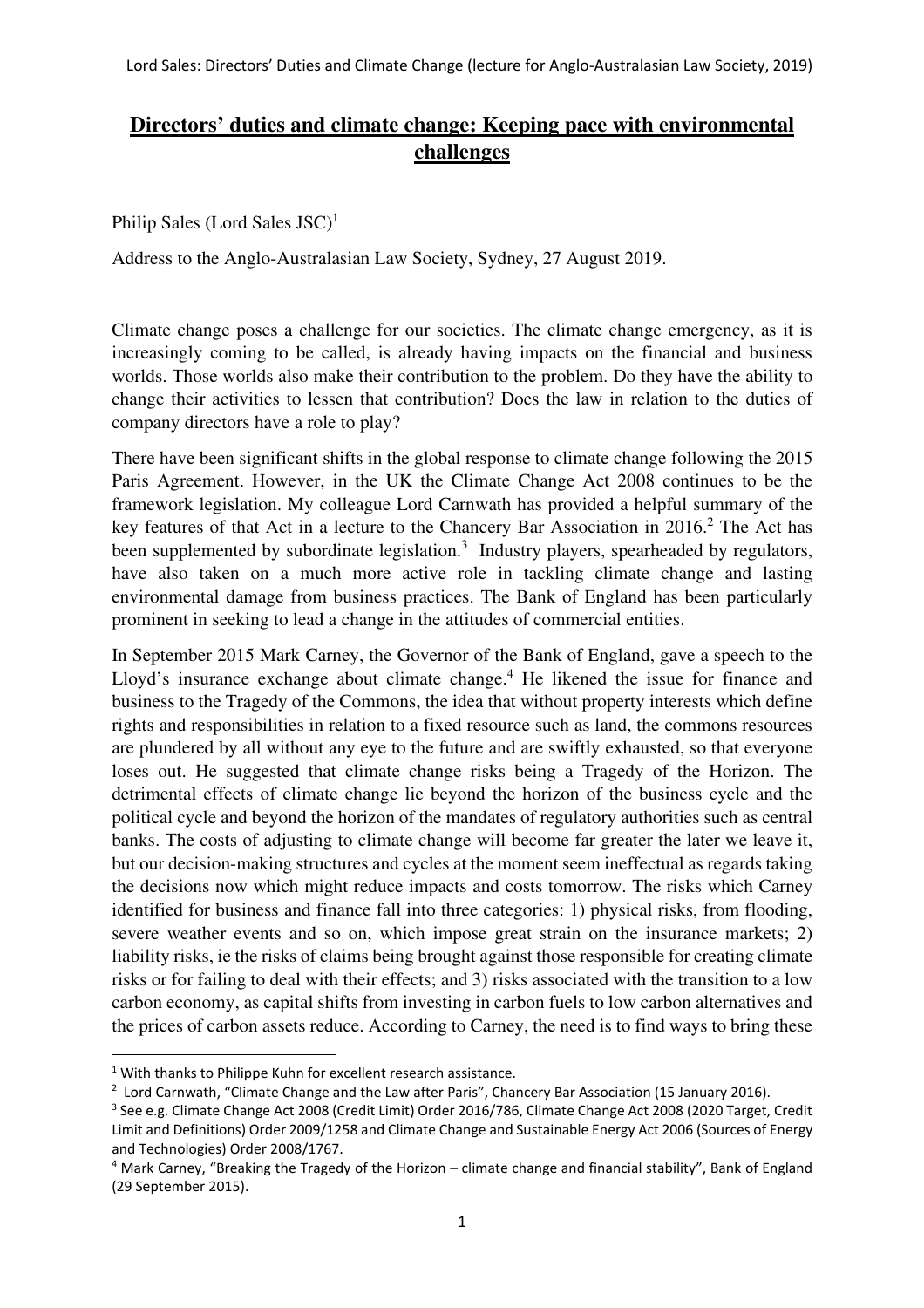# Directors' duties and climate change: Keeping pace with environmental challenges

Philip Sales (Lord Sales JSC)[1]

Address to the Anglo-Australasian Law Society, Sydney, 27 August 2019.

Climate change poses a challenge for our societies. The climate change emergency, as it is increasingly coming to be called, is already having impacts on the financial and business worlds. Those worlds also make their contribution to the problem. Do they have the ability to change their activities to lessen that contribution? Does the law in relation to the duties of company directors have a role to play?

There have been significant shifts in the global response to climate change following the 2015 Paris Agreement. However, in the UK the Climate Change Act 2008 continues to be the framework legislation. My colleague Lord Carnwath has provided a helpful summary of the key features of that Act in a lecture to the Chancery Bar Association in 2016.[2] The Act has been supplemented by subordinate legislation.[3] Industry players, spearheaded by regulators, have also taken on a much more active role in tackling climate change and lasting environmental damage from business practices. The Bank of England has been particularly prominent in seeking to lead a change in the attitudes of commercial entities.

In September 2015 Mark Carney, the Governor of the Bank of England, gave a speech to the Lloyd's insurance exchange about climate change.[4] He likened the issue for finance and business to the Tragedy of the Commons, the idea that without property interests which define rights and responsibilities in relation to a fixed resource such as land, the commons resources are plundered by all without any eye to the future and are swiftly exhausted, so that everyone loses out. He suggested that climate change risks being a Tragedy of the Horizon. The detrimental effects of climate change lie beyond the horizon of the business cycle and the political cycle and beyond the horizon of the mandates of regulatory authorities such as central banks. The costs of adjusting to climate change will become far greater the later we leave it, but our decision-making structures and cycles at the moment seem ineffectual as regards taking the decisions now which might reduce impacts and costs tomorrow. The risks which Carney identified for business and finance fall into three categories: 1) physical risks, from flooding, severe weather events and so on, which impose great strain on the insurance markets; 2) liability risks, ie the risks of claims being brought against those responsible for creating climate risks or for failing to deal with their effects; and 3) risks associated with the transition to a low carbon economy, as capital shifts from investing in carbon fuels to low carbon alternatives and the prices of carbon assets reduce. According to Carney, the need is to find ways to bring these

---

[1] With thanks to Philippe Kuhn for excellent research assistance.

[2] Lord Carnwath, "Climate Change and the Law after Paris", Chancery Bar Association (15 January 2016).

[3] See e.g. Climate Change Act 2008 (Credit Limit) Order 2016/786, Climate Change Act 2008 (2020 Target, Credit Limit and Definitions) Order 2009/1258 and Climate Change and Sustainable Energy Act 2006 (Sources of Energy and Technologies) Order 2008/1767.

[4] Mark Carney, "Breaking the Tragedy of the Horizon – climate change and financial stability", Bank of England (29 September 2015).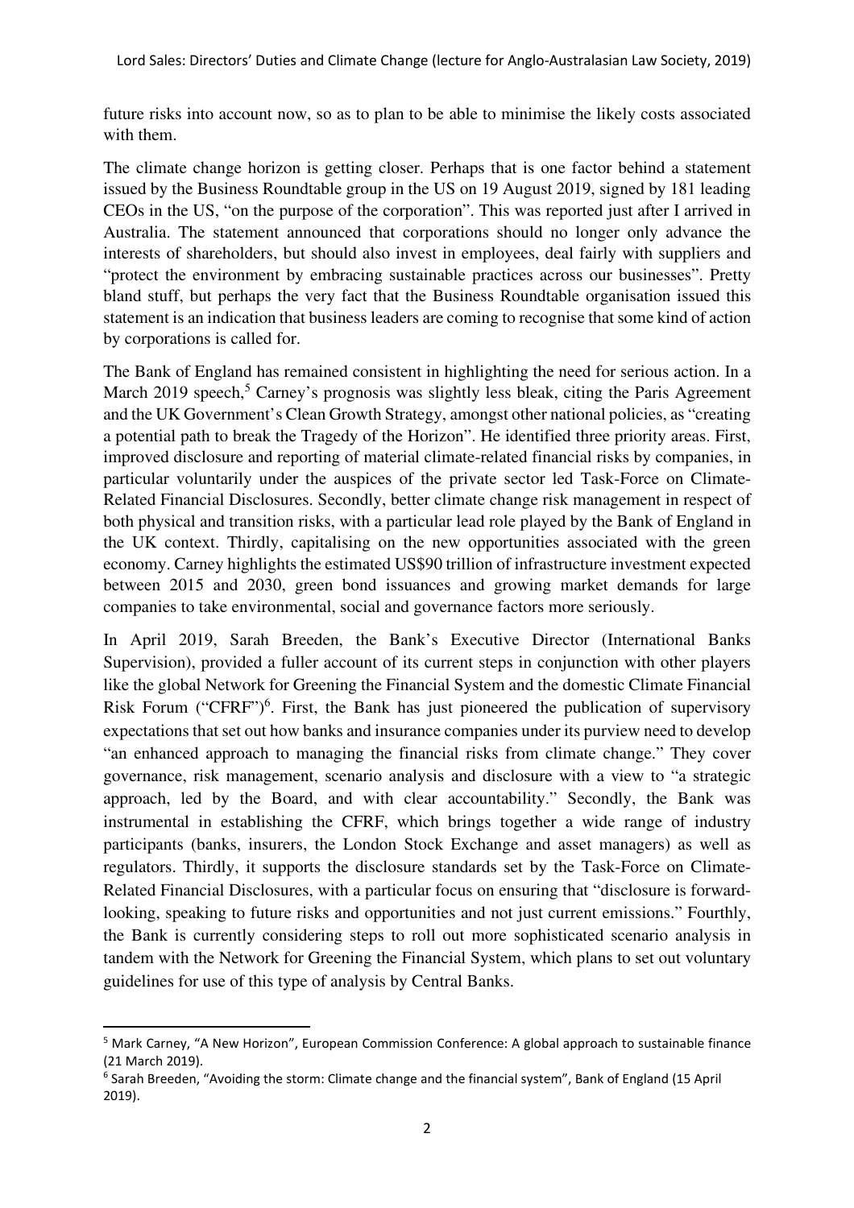future risks into account now, so as to plan to be able to minimise the likely costs associated with them.

The climate change horizon is getting closer. Perhaps that is one factor behind a statement issued by the Business Roundtable group in the US on 19 August 2019, signed by 181 leading CEOs in the US, "on the purpose of the corporation". This was reported just after I arrived in Australia. The statement announced that corporations should no longer only advance the interests of shareholders, but should also invest in employees, deal fairly with suppliers and "protect the environment by embracing sustainable practices across our businesses". Pretty bland stuff, but perhaps the very fact that the Business Roundtable organisation issued this statement is an indication that business leaders are coming to recognise that some kind of action by corporations is called for.

The Bank of England has remained consistent in highlighting the need for serious action. In a March 2019 speech,[5] Carney's prognosis was slightly less bleak, citing the Paris Agreement and the UK Government's Clean Growth Strategy, amongst other national policies, as "creating a potential path to break the Tragedy of the Horizon". He identified three priority areas. First, improved disclosure and reporting of material climate-related financial risks by companies, in particular voluntarily under the auspices of the private sector led Task-Force on Climate-Related Financial Disclosures. Secondly, better climate change risk management in respect of both physical and transition risks, with a particular lead role played by the Bank of England in the UK context. Thirdly, capitalising on the new opportunities associated with the green economy. Carney highlights the estimated US$90 trillion of infrastructure investment expected between 2015 and 2030, green bond issuances and growing market demands for large companies to take environmental, social and governance factors more seriously.

In April 2019, Sarah Breeden, the Bank's Executive Director (International Banks Supervision), provided a fuller account of its current steps in conjunction with other players like the global Network for Greening the Financial System and the domestic Climate Financial Risk Forum ("CFRF")[6]. First, the Bank has just pioneered the publication of supervisory expectations that set out how banks and insurance companies under its purview need to develop "an enhanced approach to managing the financial risks from climate change." They cover governance, risk management, scenario analysis and disclosure with a view to "a strategic approach, led by the Board, and with clear accountability." Secondly, the Bank was instrumental in establishing the CFRF, which brings together a wide range of industry participants (banks, insurers, the London Stock Exchange and asset managers) as well as regulators. Thirdly, it supports the disclosure standards set by the Task-Force on Climate-Related Financial Disclosures, with a particular focus on ensuring that "disclosure is forward-looking, speaking to future risks and opportunities and not just current emissions." Fourthly, the Bank is currently considering steps to roll out more sophisticated scenario analysis in tandem with the Network for Greening the Financial System, which plans to set out voluntary guidelines for use of this type of analysis by Central Banks.

---

[5] Mark Carney, "A New Horizon", European Commission Conference: A global approach to sustainable finance (21 March 2019).

[6] Sarah Breeden, "Avoiding the storm: Climate change and the financial system", Bank of England (15 April 2019).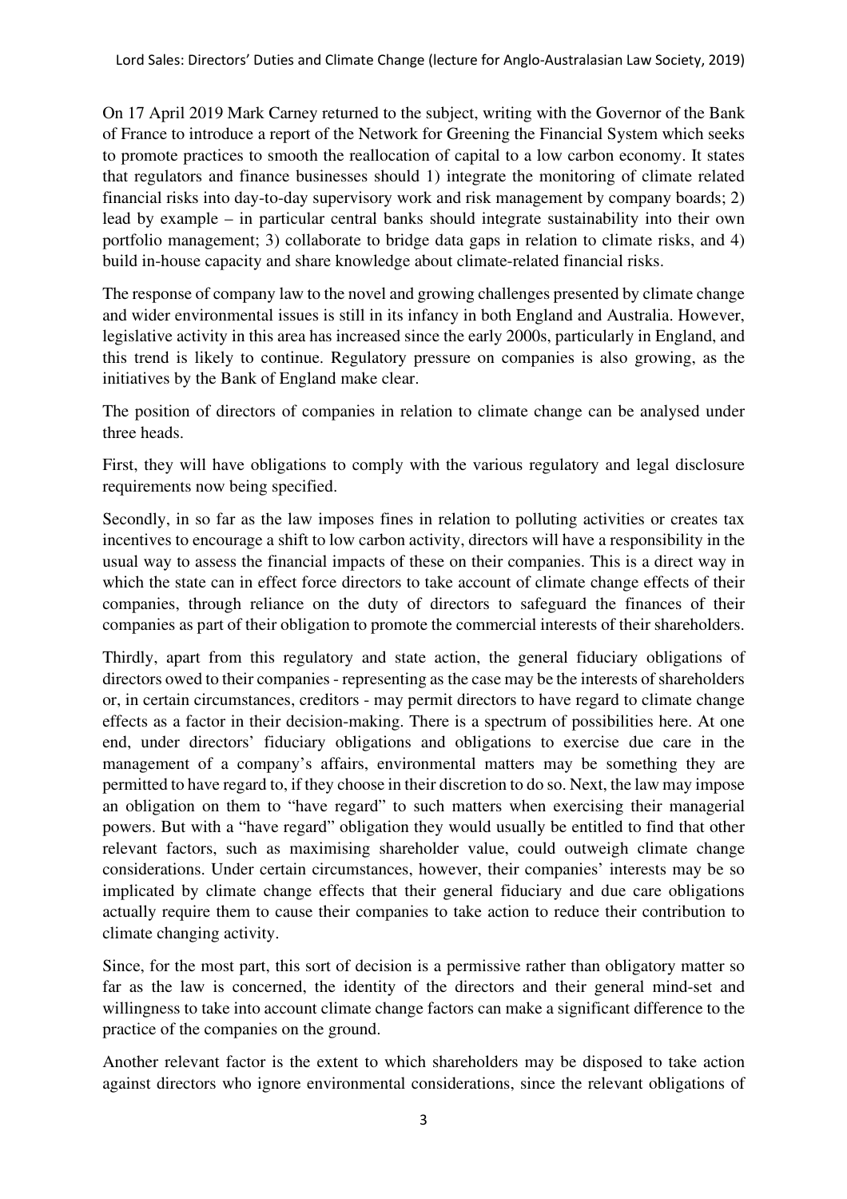On 17 April 2019 Mark Carney returned to the subject, writing with the Governor of the Bank of France to introduce a report of the Network for Greening the Financial System which seeks to promote practices to smooth the reallocation of capital to a low carbon economy. It states that regulators and finance businesses should 1) integrate the monitoring of climate related financial risks into day-to-day supervisory work and risk management by company boards; 2) lead by example – in particular central banks should integrate sustainability into their own portfolio management; 3) collaborate to bridge data gaps in relation to climate risks, and 4) build in-house capacity and share knowledge about climate-related financial risks.

The response of company law to the novel and growing challenges presented by climate change and wider environmental issues is still in its infancy in both England and Australia. However, legislative activity in this area has increased since the early 2000s, particularly in England, and this trend is likely to continue. Regulatory pressure on companies is also growing, as the initiatives by the Bank of England make clear.

The position of directors of companies in relation to climate change can be analysed under three heads.

First, they will have obligations to comply with the various regulatory and legal disclosure requirements now being specified.

Secondly, in so far as the law imposes fines in relation to polluting activities or creates tax incentives to encourage a shift to low carbon activity, directors will have a responsibility in the usual way to assess the financial impacts of these on their companies. This is a direct way in which the state can in effect force directors to take account of climate change effects of their companies, through reliance on the duty of directors to safeguard the finances of their companies as part of their obligation to promote the commercial interests of their shareholders.

Thirdly, apart from this regulatory and state action, the general fiduciary obligations of directors owed to their companies - representing as the case may be the interests of shareholders or, in certain circumstances, creditors - may permit directors to have regard to climate change effects as a factor in their decision-making. There is a spectrum of possibilities here. At one end, under directors' fiduciary obligations and obligations to exercise due care in the management of a company's affairs, environmental matters may be something they are permitted to have regard to, if they choose in their discretion to do so. Next, the law may impose an obligation on them to "have regard" to such matters when exercising their managerial powers. But with a "have regard" obligation they would usually be entitled to find that other relevant factors, such as maximising shareholder value, could outweigh climate change considerations. Under certain circumstances, however, their companies' interests may be so implicated by climate change effects that their general fiduciary and due care obligations actually require them to cause their companies to take action to reduce their contribution to climate changing activity.

Since, for the most part, this sort of decision is a permissive rather than obligatory matter so far as the law is concerned, the identity of the directors and their general mind-set and willingness to take into account climate change factors can make a significant difference to the practice of the companies on the ground.

Another relevant factor is the extent to which shareholders may be disposed to take action against directors who ignore environmental considerations, since the relevant obligations of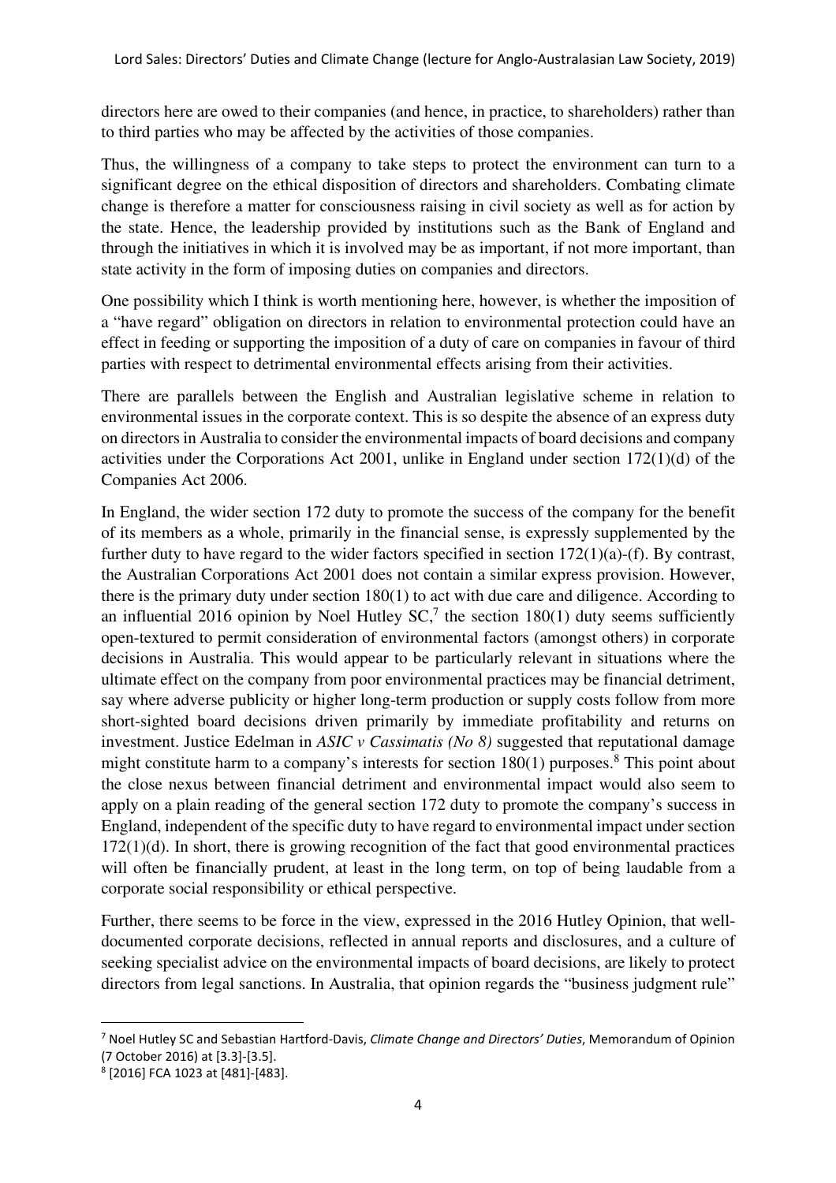directors here are owed to their companies (and hence, in practice, to shareholders) rather than to third parties who may be affected by the activities of those companies.

Thus, the willingness of a company to take steps to protect the environment can turn to a significant degree on the ethical disposition of directors and shareholders. Combating climate change is therefore a matter for consciousness raising in civil society as well as for action by the state. Hence, the leadership provided by institutions such as the Bank of England and through the initiatives in which it is involved may be as important, if not more important, than state activity in the form of imposing duties on companies and directors.

One possibility which I think is worth mentioning here, however, is whether the imposition of a "have regard" obligation on directors in relation to environmental protection could have an effect in feeding or supporting the imposition of a duty of care on companies in favour of third parties with respect to detrimental environmental effects arising from their activities.

There are parallels between the English and Australian legislative scheme in relation to environmental issues in the corporate context. This is so despite the absence of an express duty on directors in Australia to consider the environmental impacts of board decisions and company activities under the Corporations Act 2001, unlike in England under section 172(1)(d) of the Companies Act 2006.

In England, the wider section 172 duty to promote the success of the company for the benefit of its members as a whole, primarily in the financial sense, is expressly supplemented by the further duty to have regard to the wider factors specified in section 172(1)(a)-(f). By contrast, the Australian Corporations Act 2001 does not contain a similar express provision. However, there is the primary duty under section 180(1) to act with due care and diligence. According to an influential 2016 opinion by Noel Hutley SC,[7] the section 180(1) duty seems sufficiently open-textured to permit consideration of environmental factors (amongst others) in corporate decisions in Australia. This would appear to be particularly relevant in situations where the ultimate effect on the company from poor environmental practices may be financial detriment, say where adverse publicity or higher long-term production or supply costs follow from more short-sighted board decisions driven primarily by immediate profitability and returns on investment. Justice Edelman in *ASIC v Cassimatis (No 8)* suggested that reputational damage might constitute harm to a company's interests for section 180(1) purposes.[8] This point about the close nexus between financial detriment and environmental impact would also seem to apply on a plain reading of the general section 172 duty to promote the company's success in England, independent of the specific duty to have regard to environmental impact under section 172(1)(d). In short, there is growing recognition of the fact that good environmental practices will often be financially prudent, at least in the long term, on top of being laudable from a corporate social responsibility or ethical perspective.

Further, there seems to be force in the view, expressed in the 2016 Hutley Opinion, that well-documented corporate decisions, reflected in annual reports and disclosures, and a culture of seeking specialist advice on the environmental impacts of board decisions, are likely to protect directors from legal sanctions. In Australia, that opinion regards the "business judgment rule"

---

[7] Noel Hutley SC and Sebastian Hartford-Davis, *Climate Change and Directors' Duties*, Memorandum of Opinion (7 October 2016) at [3.3]-[3.5].

[8] [2016] FCA 1023 at [481]-[483].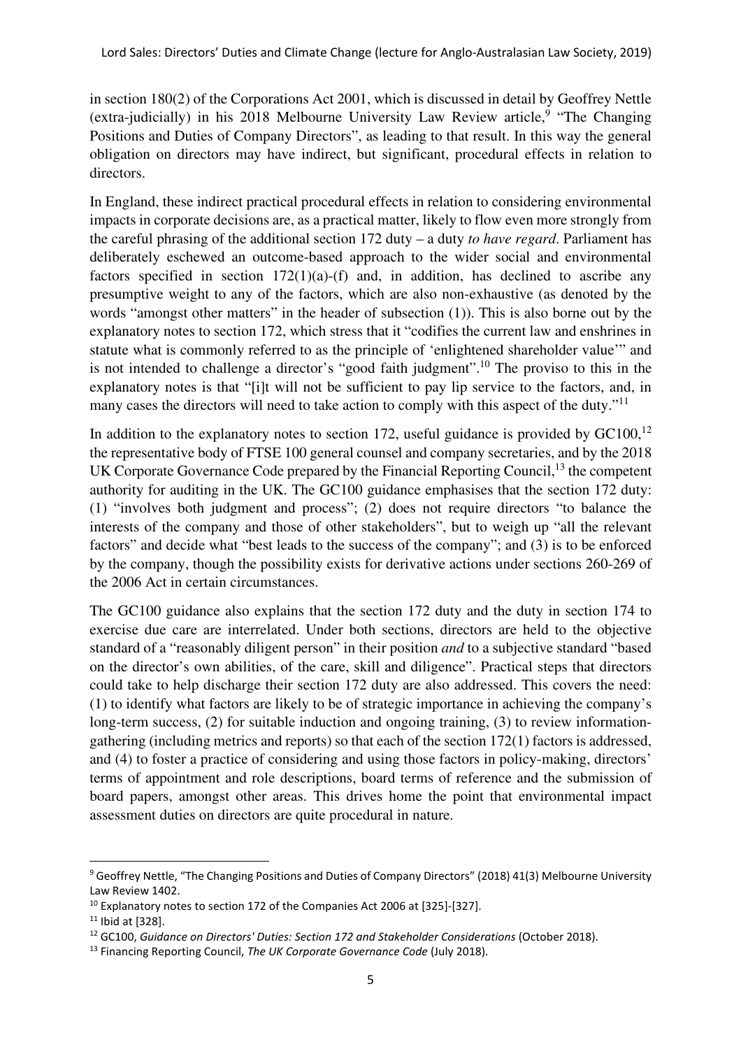in section 180(2) of the Corporations Act 2001, which is discussed in detail by Geoffrey Nettle (extra-judicially) in his 2018 Melbourne University Law Review article,[9] "The Changing Positions and Duties of Company Directors", as leading to that result. In this way the general obligation on directors may have indirect, but significant, procedural effects in relation to directors.

In England, these indirect practical procedural effects in relation to considering environmental impacts in corporate decisions are, as a practical matter, likely to flow even more strongly from the careful phrasing of the additional section 172 duty – a duty *to have regard*. Parliament has deliberately eschewed an outcome-based approach to the wider social and environmental factors specified in section 172(1)(a)-(f) and, in addition, has declined to ascribe any presumptive weight to any of the factors, which are also non-exhaustive (as denoted by the words "amongst other matters" in the header of subsection (1)). This is also borne out by the explanatory notes to section 172, which stress that it "codifies the current law and enshrines in statute what is commonly referred to as the principle of 'enlightened shareholder value'" and is not intended to challenge a director's "good faith judgment".[10] The proviso to this in the explanatory notes is that "[i]t will not be sufficient to pay lip service to the factors, and, in many cases the directors will need to take action to comply with this aspect of the duty."[11]

In addition to the explanatory notes to section 172, useful guidance is provided by GC100,[12] the representative body of FTSE 100 general counsel and company secretaries, and by the 2018 UK Corporate Governance Code prepared by the Financial Reporting Council,[13] the competent authority for auditing in the UK. The GC100 guidance emphasises that the section 172 duty: (1) "involves both judgment and process"; (2) does not require directors "to balance the interests of the company and those of other stakeholders", but to weigh up "all the relevant factors" and decide what "best leads to the success of the company"; and (3) is to be enforced by the company, though the possibility exists for derivative actions under sections 260-269 of the 2006 Act in certain circumstances.

The GC100 guidance also explains that the section 172 duty and the duty in section 174 to exercise due care are interrelated. Under both sections, directors are held to the objective standard of a "reasonably diligent person" in their position *and* to a subjective standard "based on the director's own abilities, of the care, skill and diligence". Practical steps that directors could take to help discharge their section 172 duty are also addressed. This covers the need: (1) to identify what factors are likely to be of strategic importance in achieving the company's long-term success, (2) for suitable induction and ongoing training, (3) to review information-gathering (including metrics and reports) so that each of the section 172(1) factors is addressed, and (4) to foster a practice of considering and using those factors in policy-making, directors' terms of appointment and role descriptions, board terms of reference and the submission of board papers, amongst other areas. This drives home the point that environmental impact assessment duties on directors are quite procedural in nature.

---

[9] Geoffrey Nettle, "The Changing Positions and Duties of Company Directors" (2018) 41(3) Melbourne University Law Review 1402.

[10] Explanatory notes to section 172 of the Companies Act 2006 at [325]-[327].

[11] Ibid at [328].

[12] GC100, *Guidance on Directors' Duties: Section 172 and Stakeholder Considerations* (October 2018).

[13] Financing Reporting Council, *The UK Corporate Governance Code* (July 2018).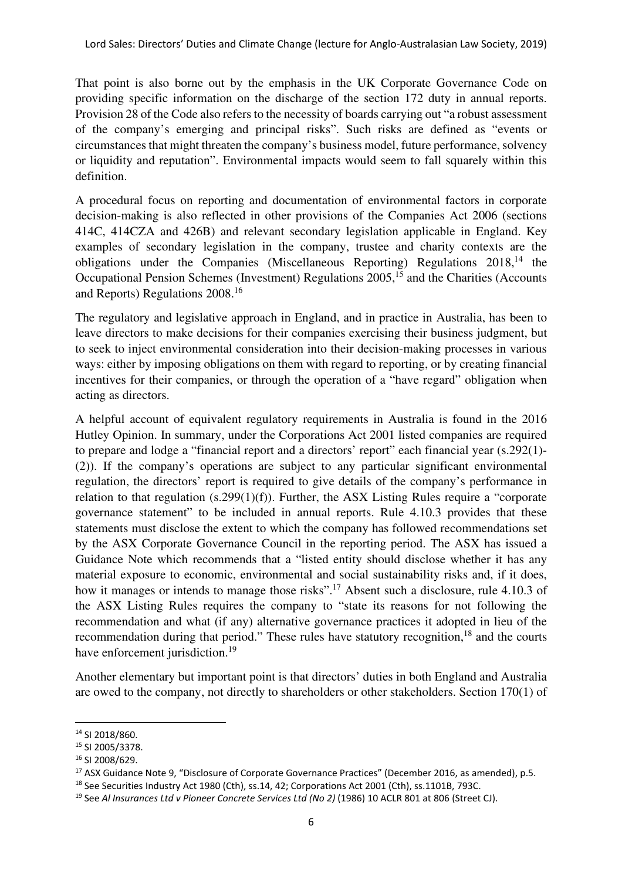That point is also borne out by the emphasis in the UK Corporate Governance Code on providing specific information on the discharge of the section 172 duty in annual reports. Provision 28 of the Code also refers to the necessity of boards carrying out "a robust assessment of the company's emerging and principal risks". Such risks are defined as "events or circumstances that might threaten the company's business model, future performance, solvency or liquidity and reputation". Environmental impacts would seem to fall squarely within this definition.

A procedural focus on reporting and documentation of environmental factors in corporate decision-making is also reflected in other provisions of the Companies Act 2006 (sections 414C, 414CZA and 426B) and relevant secondary legislation applicable in England. Key examples of secondary legislation in the company, trustee and charity contexts are the obligations under the Companies (Miscellaneous Reporting) Regulations 2018,[14] the Occupational Pension Schemes (Investment) Regulations 2005,[15] and the Charities (Accounts and Reports) Regulations 2008.[16]

The regulatory and legislative approach in England, and in practice in Australia, has been to leave directors to make decisions for their companies exercising their business judgment, but to seek to inject environmental consideration into their decision-making processes in various ways: either by imposing obligations on them with regard to reporting, or by creating financial incentives for their companies, or through the operation of a "have regard" obligation when acting as directors.

A helpful account of equivalent regulatory requirements in Australia is found in the 2016 Hutley Opinion. In summary, under the Corporations Act 2001 listed companies are required to prepare and lodge a "financial report and a directors' report" each financial year (s.292(1)-(2)). If the company's operations are subject to any particular significant environmental regulation, the directors' report is required to give details of the company's performance in relation to that regulation (s.299(1)(f)). Further, the ASX Listing Rules require a "corporate governance statement" to be included in annual reports. Rule 4.10.3 provides that these statements must disclose the extent to which the company has followed recommendations set by the ASX Corporate Governance Council in the reporting period. The ASX has issued a Guidance Note which recommends that a "listed entity should disclose whether it has any material exposure to economic, environmental and social sustainability risks and, if it does, how it manages or intends to manage those risks".[17] Absent such a disclosure, rule 4.10.3 of the ASX Listing Rules requires the company to "state its reasons for not following the recommendation and what (if any) alternative governance practices it adopted in lieu of the recommendation during that period." These rules have statutory recognition,[18] and the courts have enforcement jurisdiction.[19]

Another elementary but important point is that directors' duties in both England and Australia are owed to the company, not directly to shareholders or other stakeholders. Section 170(1) of

[14] SI 2018/860.

[15] SI 2005/3378.

[16] SI 2008/629.

[17] ASX Guidance Note 9, "Disclosure of Corporate Governance Practices" (December 2016, as amended), p.5.

[18] See Securities Industry Act 1980 (Cth), ss.14, 42; Corporations Act 2001 (Cth), ss.1101B, 793C.

[19] See *Al Insurances Ltd v Pioneer Concrete Services Ltd (No 2)* (1986) 10 ACLR 801 at 806 (Street CJ).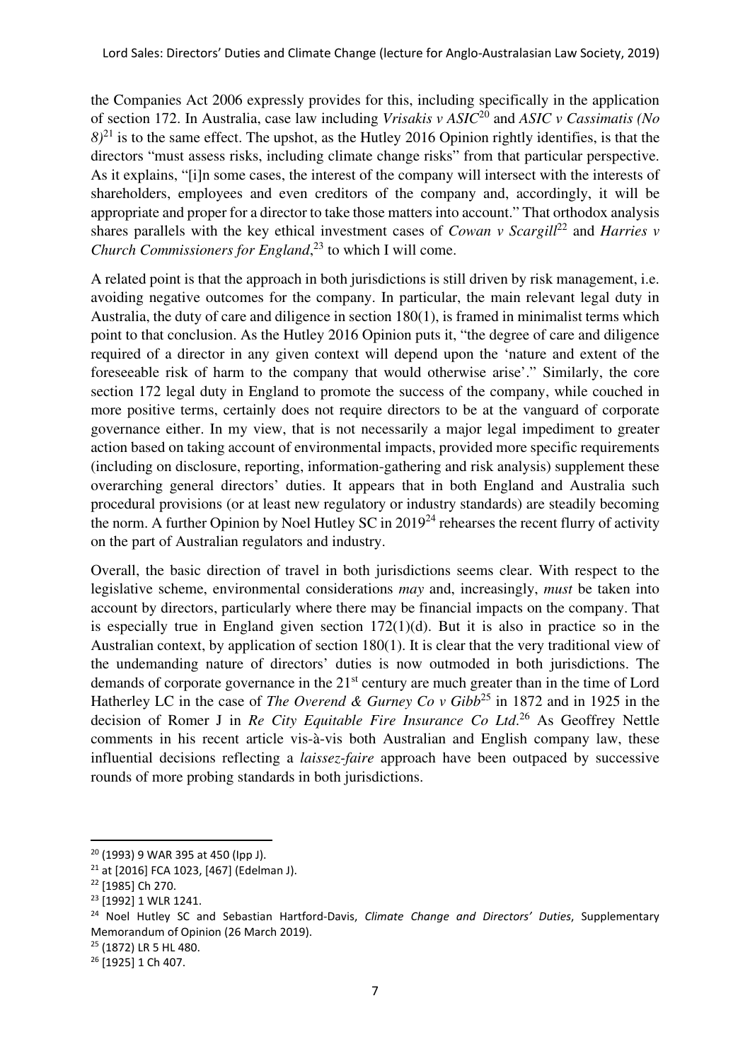the Companies Act 2006 expressly provides for this, including specifically in the application of section 172. In Australia, case law including *Vrisakis v ASIC*[20] and *ASIC v Cassimatis (No 8)*[21] is to the same effect. The upshot, as the Hutley 2016 Opinion rightly identifies, is that the directors "must assess risks, including climate change risks" from that particular perspective. As it explains, "[i]n some cases, the interest of the company will intersect with the interests of shareholders, employees and even creditors of the company and, accordingly, it will be appropriate and proper for a director to take those matters into account." That orthodox analysis shares parallels with the key ethical investment cases of *Cowan v Scargill*[22] and *Harries v Church Commissioners for England*,[23] to which I will come.

A related point is that the approach in both jurisdictions is still driven by risk management, i.e. avoiding negative outcomes for the company. In particular, the main relevant legal duty in Australia, the duty of care and diligence in section 180(1), is framed in minimalist terms which point to that conclusion. As the Hutley 2016 Opinion puts it, "the degree of care and diligence required of a director in any given context will depend upon the 'nature and extent of the foreseeable risk of harm to the company that would otherwise arise'." Similarly, the core section 172 legal duty in England to promote the success of the company, while couched in more positive terms, certainly does not require directors to be at the vanguard of corporate governance either. In my view, that is not necessarily a major legal impediment to greater action based on taking account of environmental impacts, provided more specific requirements (including on disclosure, reporting, information-gathering and risk analysis) supplement these overarching general directors' duties. It appears that in both England and Australia such procedural provisions (or at least new regulatory or industry standards) are steadily becoming the norm. A further Opinion by Noel Hutley SC in 2019[24] rehearses the recent flurry of activity on the part of Australian regulators and industry.

Overall, the basic direction of travel in both jurisdictions seems clear. With respect to the legislative scheme, environmental considerations *may* and, increasingly, *must* be taken into account by directors, particularly where there may be financial impacts on the company. That is especially true in England given section 172(1)(d). But it is also in practice so in the Australian context, by application of section 180(1). It is clear that the very traditional view of the undemanding nature of directors' duties is now outmoded in both jurisdictions. The demands of corporate governance in the 21st century are much greater than in the time of Lord Hatherley LC in the case of *The Overend & Gurney Co v Gibb*[25] in 1872 and in 1925 in the decision of Romer J in *Re City Equitable Fire Insurance Co Ltd*.[26] As Geoffrey Nettle comments in his recent article vis-à-vis both Australian and English company law, these influential decisions reflecting a *laissez-faire* approach have been outpaced by successive rounds of more probing standards in both jurisdictions.

---

[20] (1993) 9 WAR 395 at 450 (Ipp J).

[21] at [2016] FCA 1023, [467] (Edelman J).

[22] [1985] Ch 270.

[23] [1992] 1 WLR 1241.

[24] Noel Hutley SC and Sebastian Hartford-Davis, *Climate Change and Directors' Duties*, Supplementary Memorandum of Opinion (26 March 2019).

[25] (1872) LR 5 HL 480.

[26] [1925] 1 Ch 407.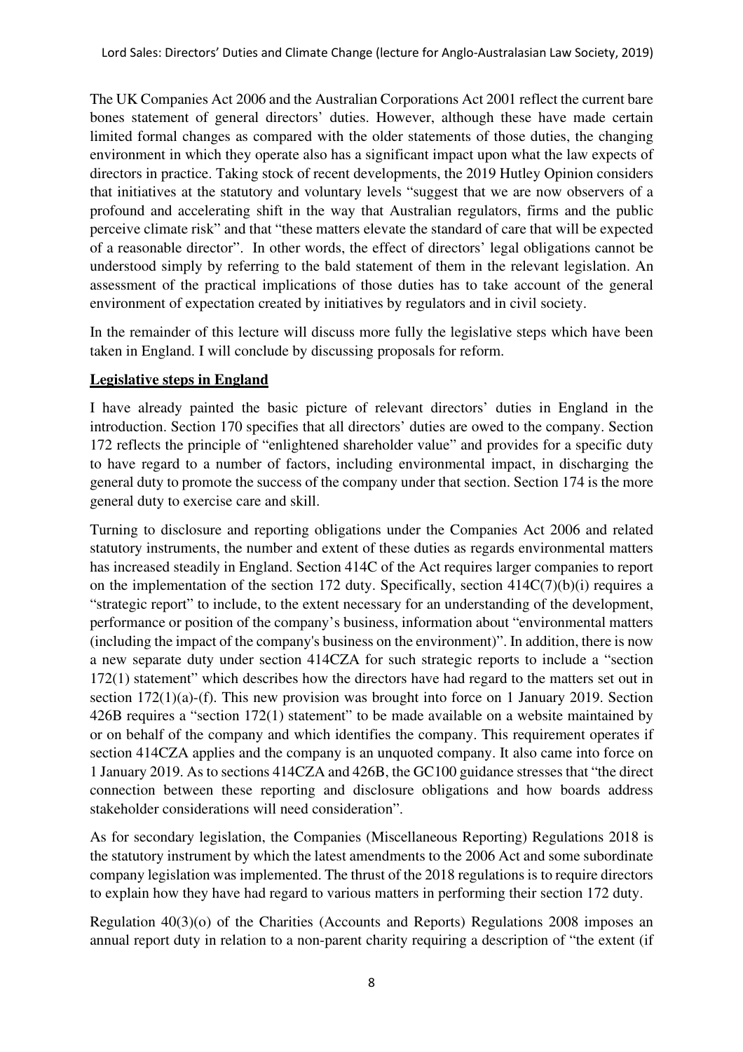The UK Companies Act 2006 and the Australian Corporations Act 2001 reflect the current bare bones statement of general directors' duties. However, although these have made certain limited formal changes as compared with the older statements of those duties, the changing environment in which they operate also has a significant impact upon what the law expects of directors in practice. Taking stock of recent developments, the 2019 Hutley Opinion considers that initiatives at the statutory and voluntary levels "suggest that we are now observers of a profound and accelerating shift in the way that Australian regulators, firms and the public perceive climate risk" and that "these matters elevate the standard of care that will be expected of a reasonable director". In other words, the effect of directors' legal obligations cannot be understood simply by referring to the bald statement of them in the relevant legislation. An assessment of the practical implications of those duties has to take account of the general environment of expectation created by initiatives by regulators and in civil society.

In the remainder of this lecture will discuss more fully the legislative steps which have been taken in England. I will conclude by discussing proposals for reform.

**Legislative steps in England**

I have already painted the basic picture of relevant directors' duties in England in the introduction. Section 170 specifies that all directors' duties are owed to the company. Section 172 reflects the principle of "enlightened shareholder value" and provides for a specific duty to have regard to a number of factors, including environmental impact, in discharging the general duty to promote the success of the company under that section. Section 174 is the more general duty to exercise care and skill.

Turning to disclosure and reporting obligations under the Companies Act 2006 and related statutory instruments, the number and extent of these duties as regards environmental matters has increased steadily in England. Section 414C of the Act requires larger companies to report on the implementation of the section 172 duty. Specifically, section 414C(7)(b)(i) requires a "strategic report" to include, to the extent necessary for an understanding of the development, performance or position of the company's business, information about "environmental matters (including the impact of the company's business on the environment)". In addition, there is now a new separate duty under section 414CZA for such strategic reports to include a "section 172(1) statement" which describes how the directors have had regard to the matters set out in section 172(1)(a)-(f). This new provision was brought into force on 1 January 2019. Section 426B requires a "section 172(1) statement" to be made available on a website maintained by or on behalf of the company and which identifies the company. This requirement operates if section 414CZA applies and the company is an unquoted company. It also came into force on 1 January 2019. As to sections 414CZA and 426B, the GC100 guidance stresses that "the direct connection between these reporting and disclosure obligations and how boards address stakeholder considerations will need consideration".

As for secondary legislation, the Companies (Miscellaneous Reporting) Regulations 2018 is the statutory instrument by which the latest amendments to the 2006 Act and some subordinate company legislation was implemented. The thrust of the 2018 regulations is to require directors to explain how they have had regard to various matters in performing their section 172 duty.

Regulation 40(3)(o) of the Charities (Accounts and Reports) Regulations 2008 imposes an annual report duty in relation to a non-parent charity requiring a description of "the extent (if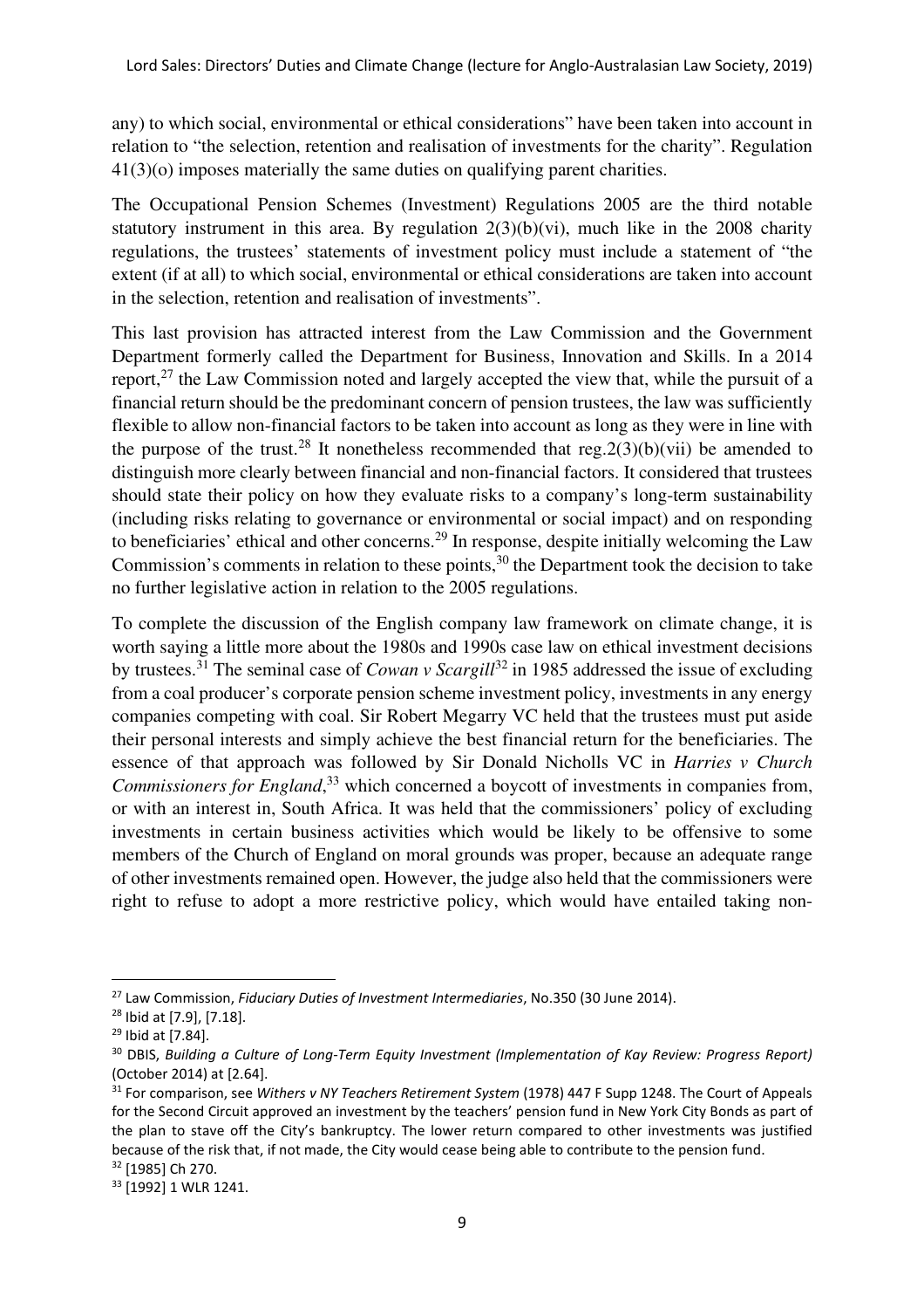any) to which social, environmental or ethical considerations" have been taken into account in relation to "the selection, retention and realisation of investments for the charity". Regulation 41(3)(o) imposes materially the same duties on qualifying parent charities.

The Occupational Pension Schemes (Investment) Regulations 2005 are the third notable statutory instrument in this area. By regulation 2(3)(b)(vi), much like in the 2008 charity regulations, the trustees' statements of investment policy must include a statement of "the extent (if at all) to which social, environmental or ethical considerations are taken into account in the selection, retention and realisation of investments".

This last provision has attracted interest from the Law Commission and the Government Department formerly called the Department for Business, Innovation and Skills. In a 2014 report,[27] the Law Commission noted and largely accepted the view that, while the pursuit of a financial return should be the predominant concern of pension trustees, the law was sufficiently flexible to allow non-financial factors to be taken into account as long as they were in line with the purpose of the trust.[28] It nonetheless recommended that reg.2(3)(b)(vii) be amended to distinguish more clearly between financial and non-financial factors. It considered that trustees should state their policy on how they evaluate risks to a company's long-term sustainability (including risks relating to governance or environmental or social impact) and on responding to beneficiaries' ethical and other concerns.[29] In response, despite initially welcoming the Law Commission's comments in relation to these points,[30] the Department took the decision to take no further legislative action in relation to the 2005 regulations.

To complete the discussion of the English company law framework on climate change, it is worth saying a little more about the 1980s and 1990s case law on ethical investment decisions by trustees.[31] The seminal case of *Cowan v Scargill*[32] in 1985 addressed the issue of excluding from a coal producer's corporate pension scheme investment policy, investments in any energy companies competing with coal. Sir Robert Megarry VC held that the trustees must put aside their personal interests and simply achieve the best financial return for the beneficiaries. The essence of that approach was followed by Sir Donald Nicholls VC in *Harries v Church Commissioners for England*,[33] which concerned a boycott of investments in companies from, or with an interest in, South Africa. It was held that the commissioners' policy of excluding investments in certain business activities which would be likely to be offensive to some members of the Church of England on moral grounds was proper, because an adequate range of other investments remained open. However, the judge also held that the commissioners were right to refuse to adopt a more restrictive policy, which would have entailed taking non-

---

[27] Law Commission, *Fiduciary Duties of Investment Intermediaries*, No.350 (30 June 2014).

[28] Ibid at [7.9], [7.18].

[29] Ibid at [7.84].

[30] DBIS, *Building a Culture of Long-Term Equity Investment (Implementation of Kay Review: Progress Report)* (October 2014) at [2.64].

[31] For comparison, see *Withers v NY Teachers Retirement System* (1978) 447 F Supp 1248. The Court of Appeals for the Second Circuit approved an investment by the teachers' pension fund in New York City Bonds as part of the plan to stave off the City's bankruptcy. The lower return compared to other investments was justified because of the risk that, if not made, the City would cease being able to contribute to the pension fund.

[32] [1985] Ch 270.

[33] [1992] 1 WLR 1241.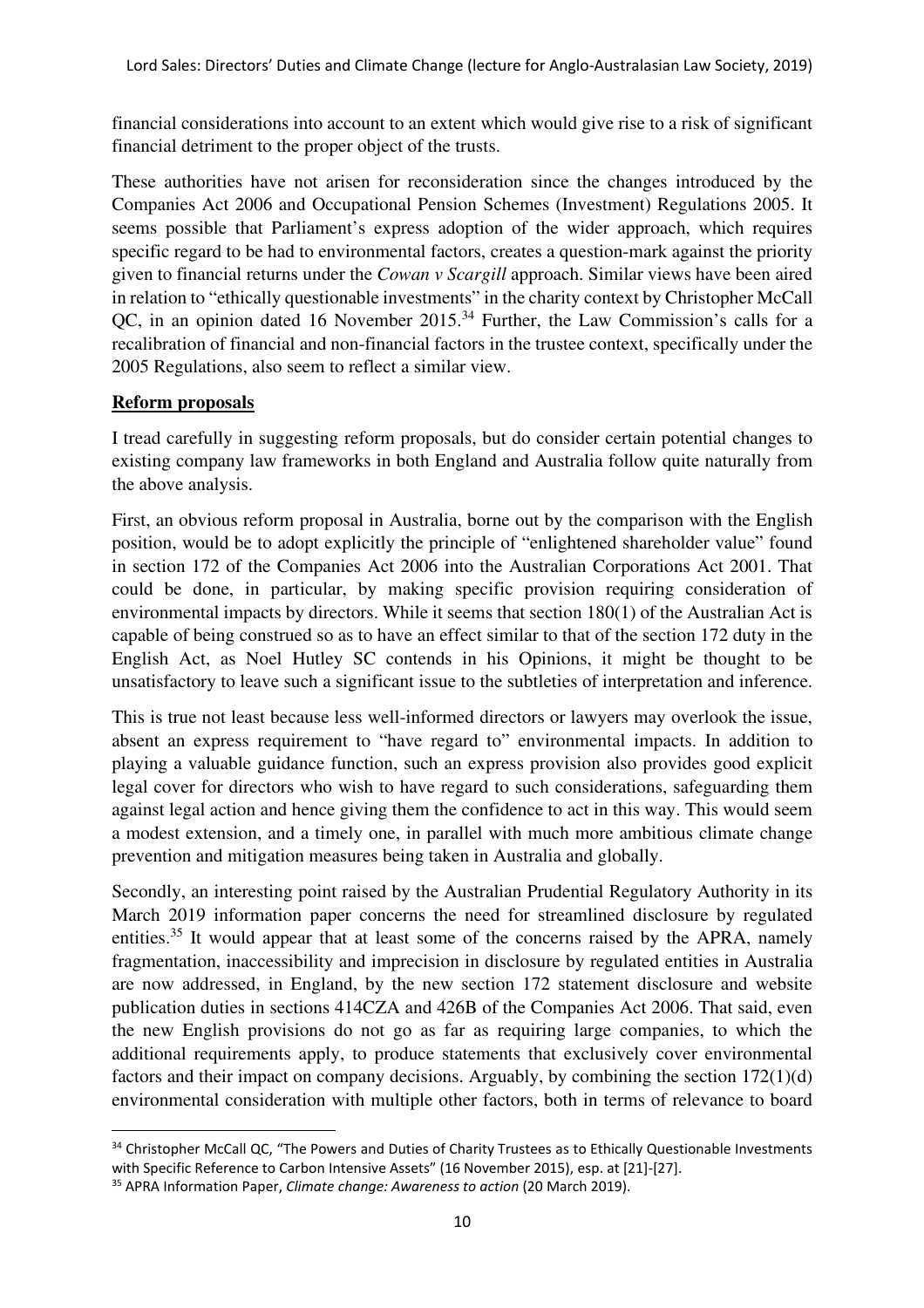financial considerations into account to an extent which would give rise to a risk of significant financial detriment to the proper object of the trusts.

These authorities have not arisen for reconsideration since the changes introduced by the Companies Act 2006 and Occupational Pension Schemes (Investment) Regulations 2005. It seems possible that Parliament's express adoption of the wider approach, which requires specific regard to be had to environmental factors, creates a question-mark against the priority given to financial returns under the *Cowan v Scargill* approach. Similar views have been aired in relation to "ethically questionable investments" in the charity context by Christopher McCall QC, in an opinion dated 16 November 2015.[34] Further, the Law Commission's calls for a recalibration of financial and non-financial factors in the trustee context, specifically under the 2005 Regulations, also seem to reflect a similar view.

**Reform proposals**

I tread carefully in suggesting reform proposals, but do consider certain potential changes to existing company law frameworks in both England and Australia follow quite naturally from the above analysis.

First, an obvious reform proposal in Australia, borne out by the comparison with the English position, would be to adopt explicitly the principle of "enlightened shareholder value" found in section 172 of the Companies Act 2006 into the Australian Corporations Act 2001. That could be done, in particular, by making specific provision requiring consideration of environmental impacts by directors. While it seems that section 180(1) of the Australian Act is capable of being construed so as to have an effect similar to that of the section 172 duty in the English Act, as Noel Hutley SC contends in his Opinions, it might be thought to be unsatisfactory to leave such a significant issue to the subtleties of interpretation and inference.

This is true not least because less well-informed directors or lawyers may overlook the issue, absent an express requirement to "have regard to" environmental impacts. In addition to playing a valuable guidance function, such an express provision also provides good explicit legal cover for directors who wish to have regard to such considerations, safeguarding them against legal action and hence giving them the confidence to act in this way. This would seem a modest extension, and a timely one, in parallel with much more ambitious climate change prevention and mitigation measures being taken in Australia and globally.

Secondly, an interesting point raised by the Australian Prudential Regulatory Authority in its March 2019 information paper concerns the need for streamlined disclosure by regulated entities.[35] It would appear that at least some of the concerns raised by the APRA, namely fragmentation, inaccessibility and imprecision in disclosure by regulated entities in Australia are now addressed, in England, by the new section 172 statement disclosure and website publication duties in sections 414CZA and 426B of the Companies Act 2006. That said, even the new English provisions do not go as far as requiring large companies, to which the additional requirements apply, to produce statements that exclusively cover environmental factors and their impact on company decisions. Arguably, by combining the section 172(1)(d) environmental consideration with multiple other factors, both in terms of relevance to board

[34] Christopher McCall QC, "The Powers and Duties of Charity Trustees as to Ethically Questionable Investments with Specific Reference to Carbon Intensive Assets" (16 November 2015), esp. at [21]-[27].

[35] APRA Information Paper, *Climate change: Awareness to action* (20 March 2019).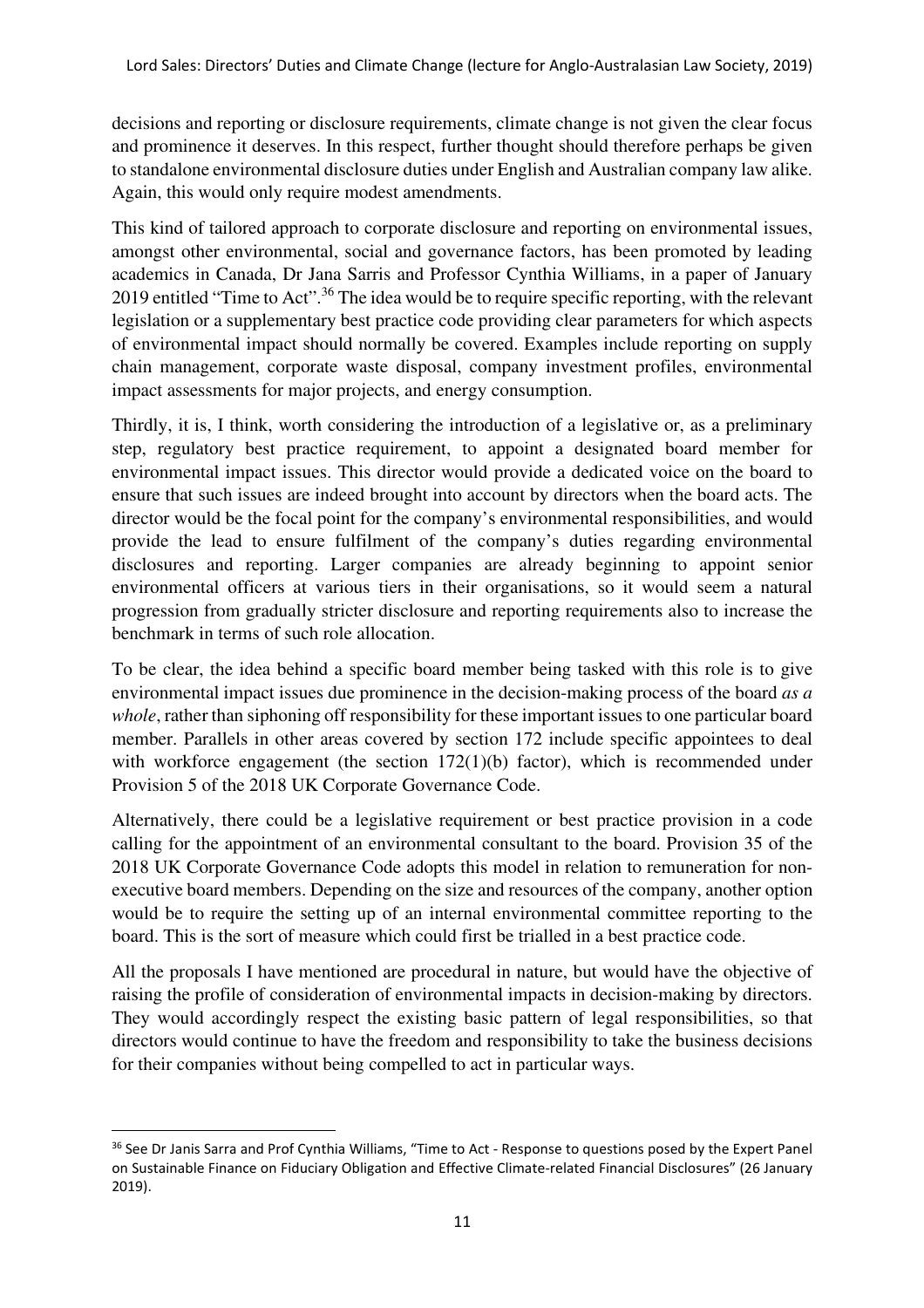decisions and reporting or disclosure requirements, climate change is not given the clear focus and prominence it deserves. In this respect, further thought should therefore perhaps be given to standalone environmental disclosure duties under English and Australian company law alike. Again, this would only require modest amendments.

This kind of tailored approach to corporate disclosure and reporting on environmental issues, amongst other environmental, social and governance factors, has been promoted by leading academics in Canada, Dr Jana Sarris and Professor Cynthia Williams, in a paper of January 2019 entitled "Time to Act".[36] The idea would be to require specific reporting, with the relevant legislation or a supplementary best practice code providing clear parameters for which aspects of environmental impact should normally be covered. Examples include reporting on supply chain management, corporate waste disposal, company investment profiles, environmental impact assessments for major projects, and energy consumption.

Thirdly, it is, I think, worth considering the introduction of a legislative or, as a preliminary step, regulatory best practice requirement, to appoint a designated board member for environmental impact issues. This director would provide a dedicated voice on the board to ensure that such issues are indeed brought into account by directors when the board acts. The director would be the focal point for the company's environmental responsibilities, and would provide the lead to ensure fulfilment of the company's duties regarding environmental disclosures and reporting. Larger companies are already beginning to appoint senior environmental officers at various tiers in their organisations, so it would seem a natural progression from gradually stricter disclosure and reporting requirements also to increase the benchmark in terms of such role allocation.

To be clear, the idea behind a specific board member being tasked with this role is to give environmental impact issues due prominence in the decision-making process of the board *as a whole*, rather than siphoning off responsibility for these important issues to one particular board member. Parallels in other areas covered by section 172 include specific appointees to deal with workforce engagement (the section 172(1)(b) factor), which is recommended under Provision 5 of the 2018 UK Corporate Governance Code.

Alternatively, there could be a legislative requirement or best practice provision in a code calling for the appointment of an environmental consultant to the board. Provision 35 of the 2018 UK Corporate Governance Code adopts this model in relation to remuneration for non-executive board members. Depending on the size and resources of the company, another option would be to require the setting up of an internal environmental committee reporting to the board. This is the sort of measure which could first be trialled in a best practice code.

All the proposals I have mentioned are procedural in nature, but would have the objective of raising the profile of consideration of environmental impacts in decision-making by directors. They would accordingly respect the existing basic pattern of legal responsibilities, so that directors would continue to have the freedom and responsibility to take the business decisions for their companies without being compelled to act in particular ways.

---

[36] See Dr Janis Sarra and Prof Cynthia Williams, "Time to Act - Response to questions posed by the Expert Panel on Sustainable Finance on Fiduciary Obligation and Effective Climate-related Financial Disclosures" (26 January 2019).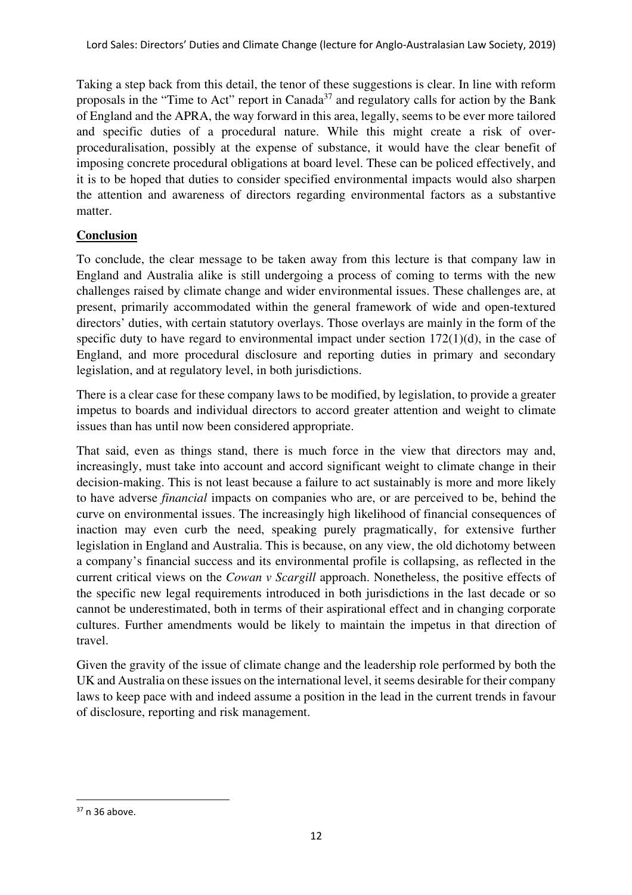Taking a step back from this detail, the tenor of these suggestions is clear. In line with reform proposals in the "Time to Act" report in Canada[37] and regulatory calls for action by the Bank of England and the APRA, the way forward in this area, legally, seems to be ever more tailored and specific duties of a procedural nature. While this might create a risk of over-proceduralisation, possibly at the expense of substance, it would have the clear benefit of imposing concrete procedural obligations at board level. These can be policed effectively, and it is to be hoped that duties to consider specified environmental impacts would also sharpen the attention and awareness of directors regarding environmental factors as a substantive matter.

## Conclusion

To conclude, the clear message to be taken away from this lecture is that company law in England and Australia alike is still undergoing a process of coming to terms with the new challenges raised by climate change and wider environmental issues. These challenges are, at present, primarily accommodated within the general framework of wide and open-textured directors' duties, with certain statutory overlays. Those overlays are mainly in the form of the specific duty to have regard to environmental impact under section 172(1)(d), in the case of England, and more procedural disclosure and reporting duties in primary and secondary legislation, and at regulatory level, in both jurisdictions.

There is a clear case for these company laws to be modified, by legislation, to provide a greater impetus to boards and individual directors to accord greater attention and weight to climate issues than has until now been considered appropriate.

That said, even as things stand, there is much force in the view that directors may and, increasingly, must take into account and accord significant weight to climate change in their decision-making. This is not least because a failure to act sustainably is more and more likely to have adverse *financial* impacts on companies who are, or are perceived to be, behind the curve on environmental issues. The increasingly high likelihood of financial consequences of inaction may even curb the need, speaking purely pragmatically, for extensive further legislation in England and Australia. This is because, on any view, the old dichotomy between a company's financial success and its environmental profile is collapsing, as reflected in the current critical views on the *Cowan v Scargill* approach. Nonetheless, the positive effects of the specific new legal requirements introduced in both jurisdictions in the last decade or so cannot be underestimated, both in terms of their aspirational effect and in changing corporate cultures. Further amendments would be likely to maintain the impetus in that direction of travel.

Given the gravity of the issue of climate change and the leadership role performed by both the UK and Australia on these issues on the international level, it seems desirable for their company laws to keep pace with and indeed assume a position in the lead in the current trends in favour of disclosure, reporting and risk management.

[37] n 36 above.